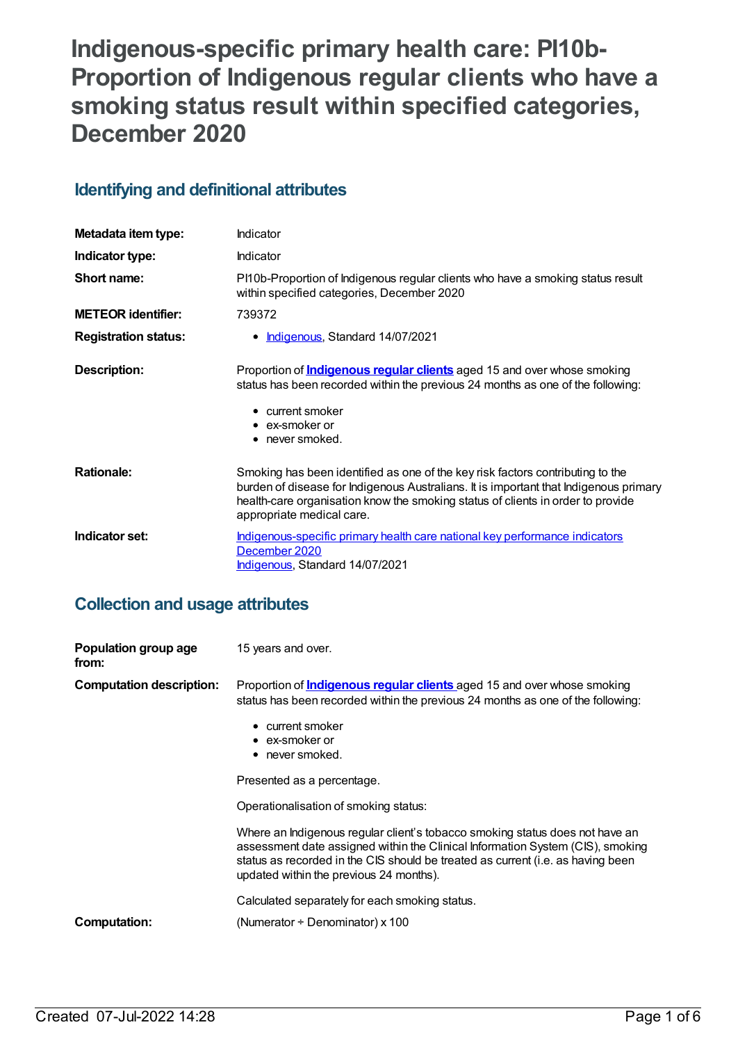# Indigenous-specific primary health care: PI10b-Proportion of Indigenous regular clients who have a smoking status result within specified categories, December 2020

## Identifying and definitional attributes

| | |
|---|---|
| **Metadata item type:** | Indicator |
| **Indicator type:** | Indicator |
| **Short name:** | PI10b-Proportion of Indigenous regular clients who have a smoking status result within specified categories, December 2020 |
| **METEOR identifier:** | 739372 |
| **Registration status:** | • Indigenous, Standard 14/07/2021 |
| **Description:** | Proportion of **Indigenous regular clients** aged 15 and over whose smoking status has been recorded within the previous 24 months as one of the following:<br>• current smoker<br>• ex-smoker or<br>• never smoked. |
| **Rationale:** | Smoking has been identified as one of the key risk factors contributing to the burden of disease for Indigenous Australians. It is important that Indigenous primary health-care organisation know the smoking status of clients in order to provide appropriate medical care. |
| **Indicator set:** | Indigenous-specific primary health care national key performance indicators December 2020<br>Indigenous, Standard 14/07/2021 |

## Collection and usage attributes

| | |
|---|---|
| **Population group age from:** | 15 years and over. |
| **Computation description:** | Proportion of **Indigenous regular clients** aged 15 and over whose smoking status has been recorded within the previous 24 months as one of the following:<br>• current smoker<br>• ex-smoker or<br>• never smoked.<br><br>Presented as a percentage.<br><br>Operationalisation of smoking status:<br><br>Where an Indigenous regular client's tobacco smoking status does not have an assessment date assigned within the Clinical Information System (CIS), smoking status as recorded in the CIS should be treated as current (i.e. as having been updated within the previous 24 months).<br><br>Calculated separately for each smoking status. |
| **Computation:** | (Numerator ÷ Denominator) x 100 |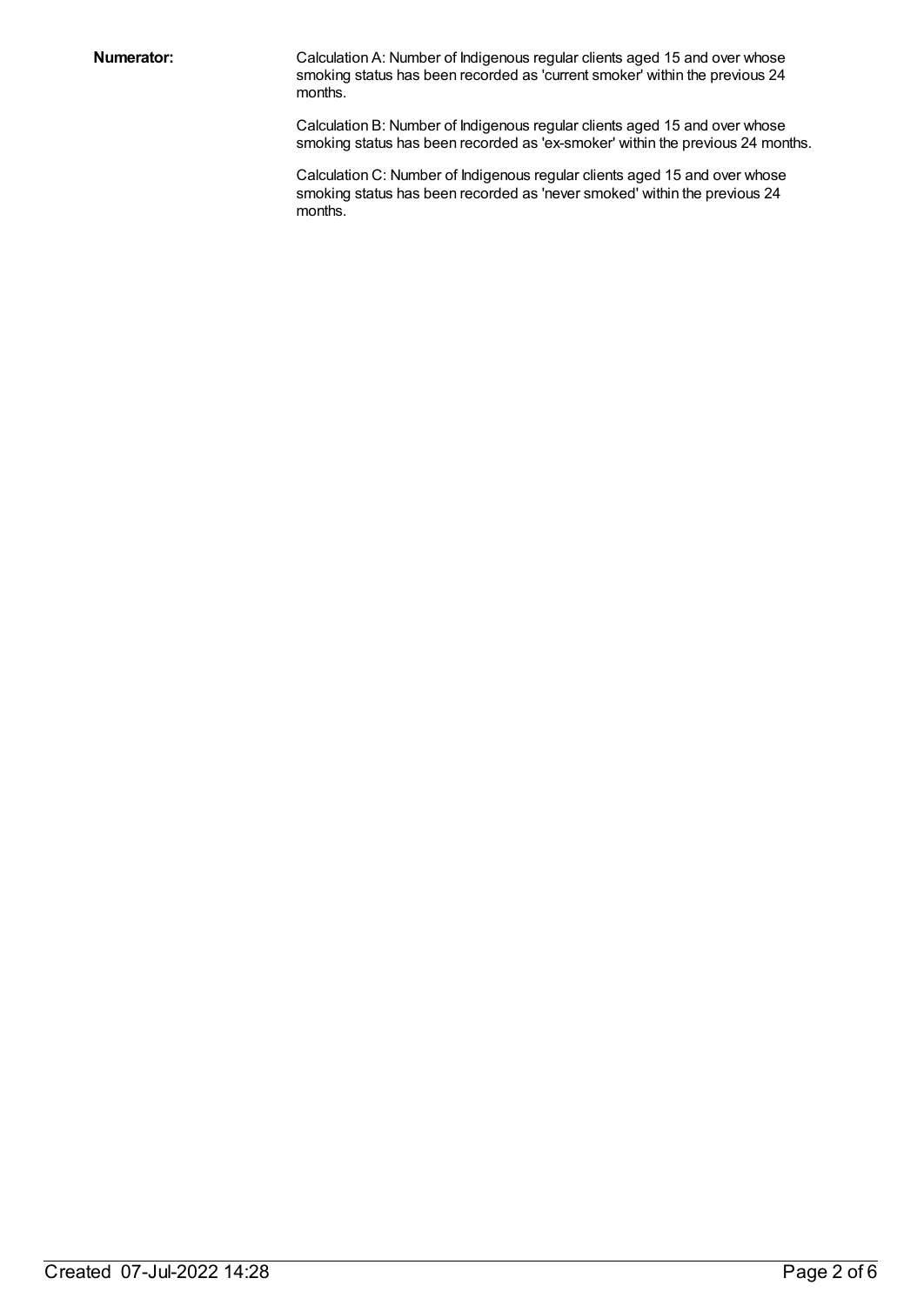**Numerator:**

Calculation A: Number of Indigenous regular clients aged 15 and over whose smoking status has been recorded as 'current smoker' within the previous 24 months.

Calculation B: Number of Indigenous regular clients aged 15 and over whose smoking status has been recorded as 'ex-smoker' within the previous 24 months.

Calculation C: Number of Indigenous regular clients aged 15 and over whose smoking status has been recorded as 'never smoked' within the previous 24 months.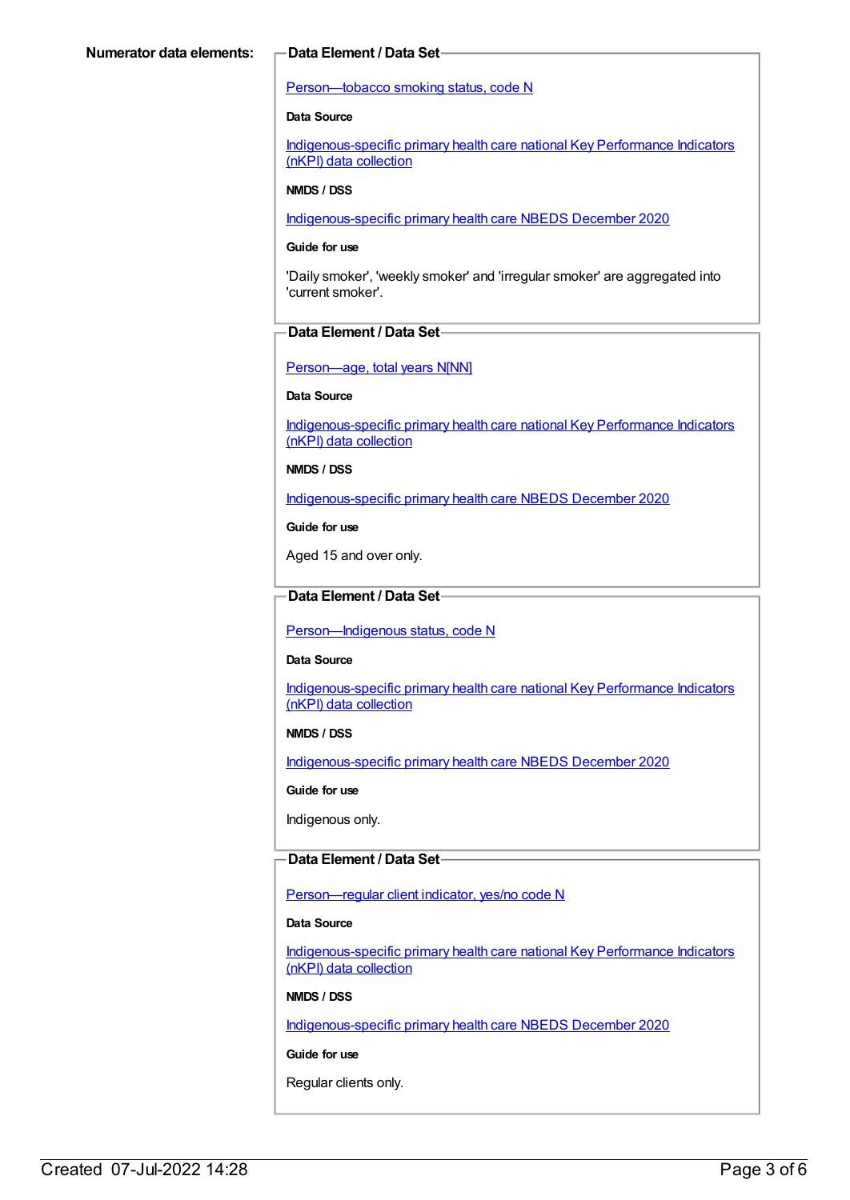**Numerator data elements:**

**Data Element / Data Set**

Person—tobacco smoking status, code N

**Data Source**

Indigenous-specific primary health care national Key Performance Indicators (nKPI) data collection

**NMDS / DSS**

Indigenous-specific primary health care NBEDS December 2020

**Guide for use**

'Daily smoker', 'weekly smoker' and 'irregular smoker' are aggregated into 'current smoker'.

**Data Element / Data Set**

Person—age, total years N[NN]

**Data Source**

Indigenous-specific primary health care national Key Performance Indicators (nKPI) data collection

**NMDS / DSS**

Indigenous-specific primary health care NBEDS December 2020

**Guide for use**

Aged 15 and over only.

**Data Element / Data Set**

Person—Indigenous status, code N

**Data Source**

Indigenous-specific primary health care national Key Performance Indicators (nKPI) data collection

**NMDS / DSS**

Indigenous-specific primary health care NBEDS December 2020

**Guide for use**

Indigenous only.

**Data Element / Data Set**

Person—regular client indicator, yes/no code N

**Data Source**

Indigenous-specific primary health care national Key Performance Indicators (nKPI) data collection

**NMDS / DSS**

Indigenous-specific primary health care NBEDS December 2020

**Guide for use**

Regular clients only.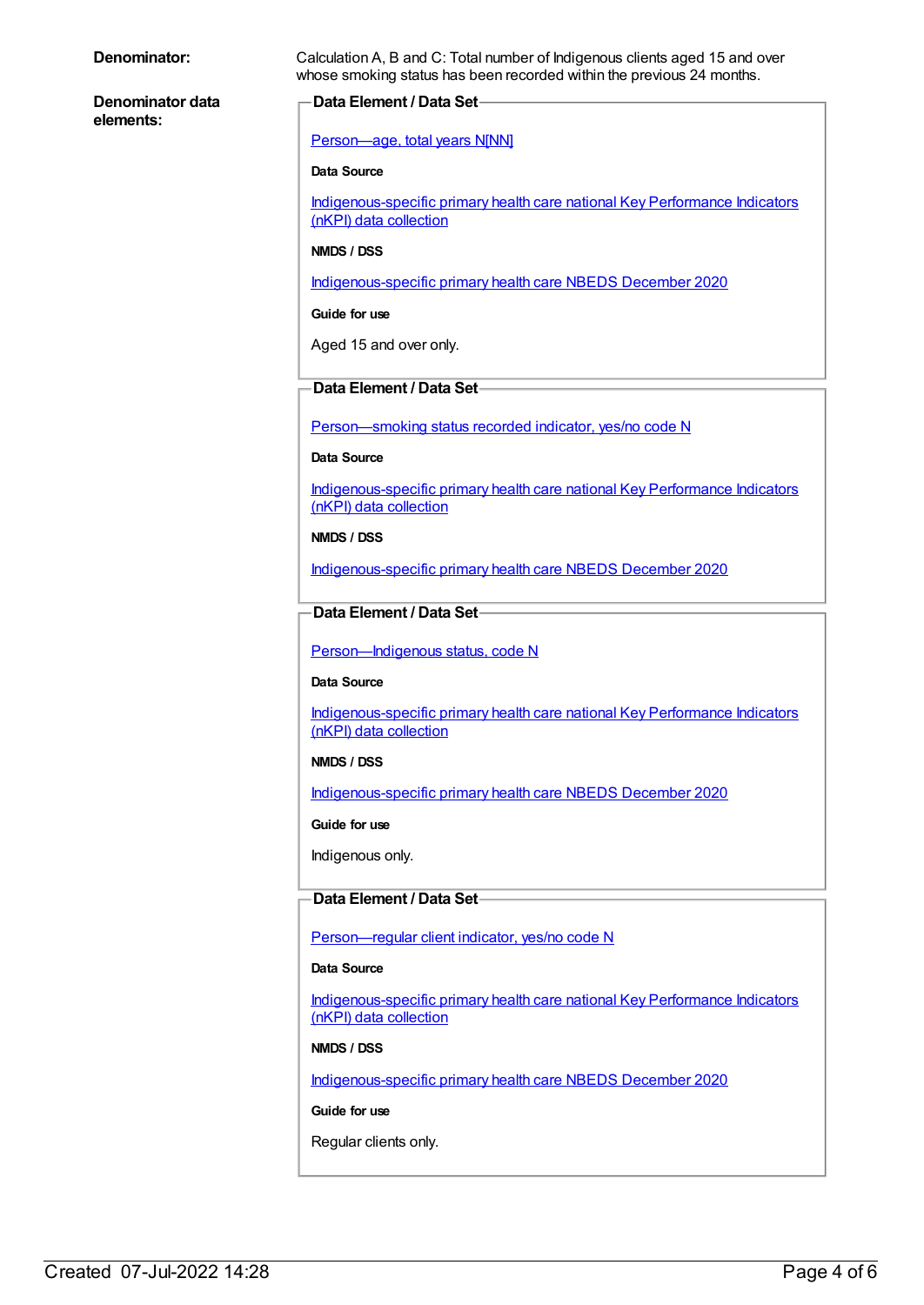**Denominator:**

Calculation A, B and C: Total number of Indigenous clients aged 15 and over whose smoking status has been recorded within the previous 24 months.

**Denominator data elements:**

**Data Element / Data Set**

Person—age, total years N[NN]

**Data Source**

Indigenous-specific primary health care national Key Performance Indicators (nKPI) data collection

**NMDS / DSS**

Indigenous-specific primary health care NBEDS December 2020

**Guide for use**

Aged 15 and over only.

**Data Element / Data Set**

Person—smoking status recorded indicator, yes/no code N

**Data Source**

Indigenous-specific primary health care national Key Performance Indicators (nKPI) data collection

**NMDS / DSS**

Indigenous-specific primary health care NBEDS December 2020

**Data Element / Data Set**

Person—Indigenous status, code N

**Data Source**

Indigenous-specific primary health care national Key Performance Indicators (nKPI) data collection

**NMDS / DSS**

Indigenous-specific primary health care NBEDS December 2020

**Guide for use**

Indigenous only.

**Data Element / Data Set**

Person—regular client indicator, yes/no code N

**Data Source**

Indigenous-specific primary health care national Key Performance Indicators (nKPI) data collection

**NMDS / DSS**

Indigenous-specific primary health care NBEDS December 2020

**Guide for use**

Regular clients only.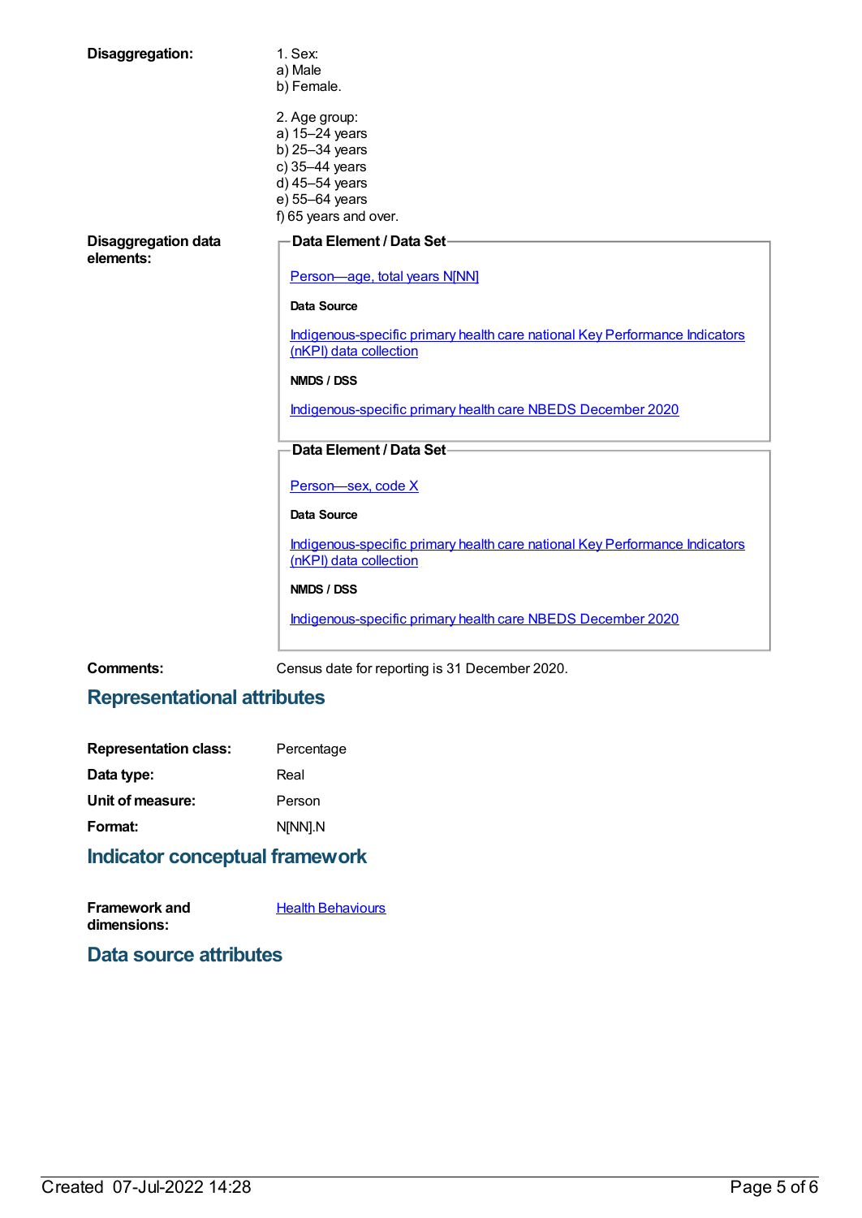**Disaggregation:**

1. Sex:
a) Male
b) Female.

2. Age group:
a) 15–24 years
b) 25–34 years
c) 35–44 years
d) 45–54 years
e) 55–64 years
f) 65 years and over.

**Disaggregation data elements:**

**Data Element / Data Set**

Person—age, total years N[NN]

**Data Source**

Indigenous-specific primary health care national Key Performance Indicators (nKPI) data collection

**NMDS / DSS**

Indigenous-specific primary health care NBEDS December 2020

**Data Element / Data Set**

Person—sex, code X

**Data Source**

Indigenous-specific primary health care national Key Performance Indicators (nKPI) data collection

**NMDS / DSS**

Indigenous-specific primary health care NBEDS December 2020

**Comments:** Census date for reporting is 31 December 2020.

## Representational attributes

**Representation class:** Percentage

**Data type:** Real

**Unit of measure:** Person

**Format:** N[NN].N

## Indicator conceptual framework

**Framework and dimensions:** Health Behaviours

## Data source attributes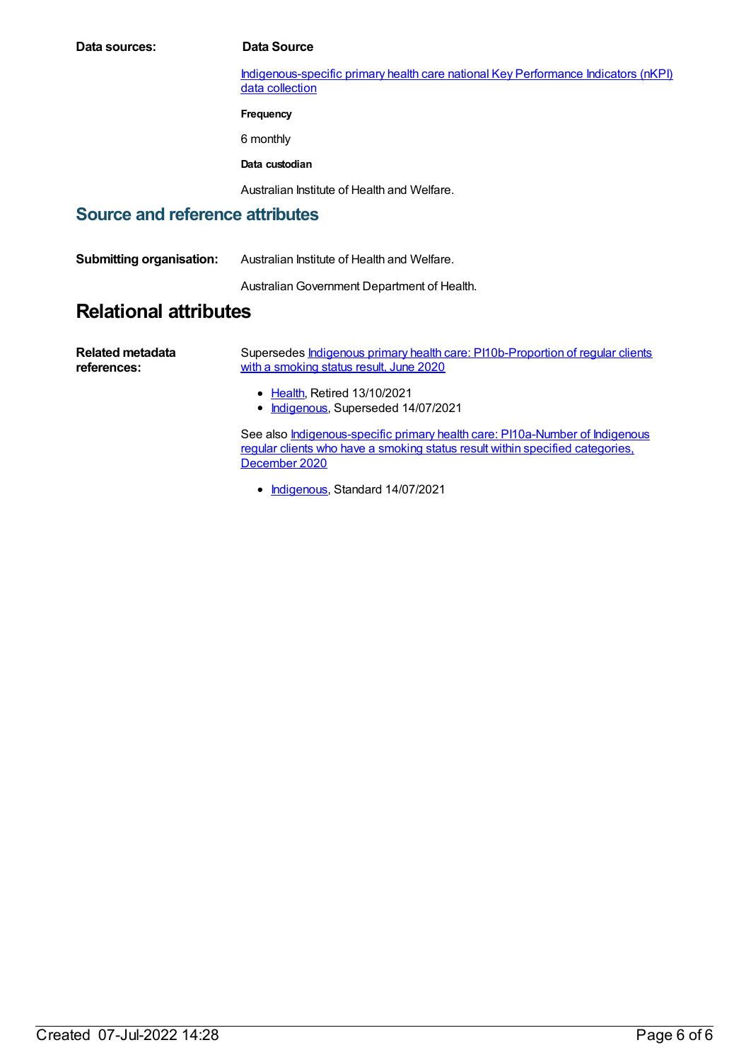**Data sources:**

**Data Source**

Indigenous-specific primary health care national Key Performance Indicators (nKPI) data collection

**Frequency**

6 monthly

**Data custodian**

Australian Institute of Health and Welfare.

## Source and reference attributes

**Submitting organisation:** Australian Institute of Health and Welfare.

Australian Government Department of Health.

# Relational attributes

**Related metadata references:**

Supersedes Indigenous primary health care: PI10b-Proportion of regular clients with a smoking status result, June 2020

- Health, Retired 13/10/2021
- Indigenous, Superseded 14/07/2021

See also Indigenous-specific primary health care: PI10a-Number of Indigenous regular clients who have a smoking status result within specified categories, December 2020

- Indigenous, Standard 14/07/2021